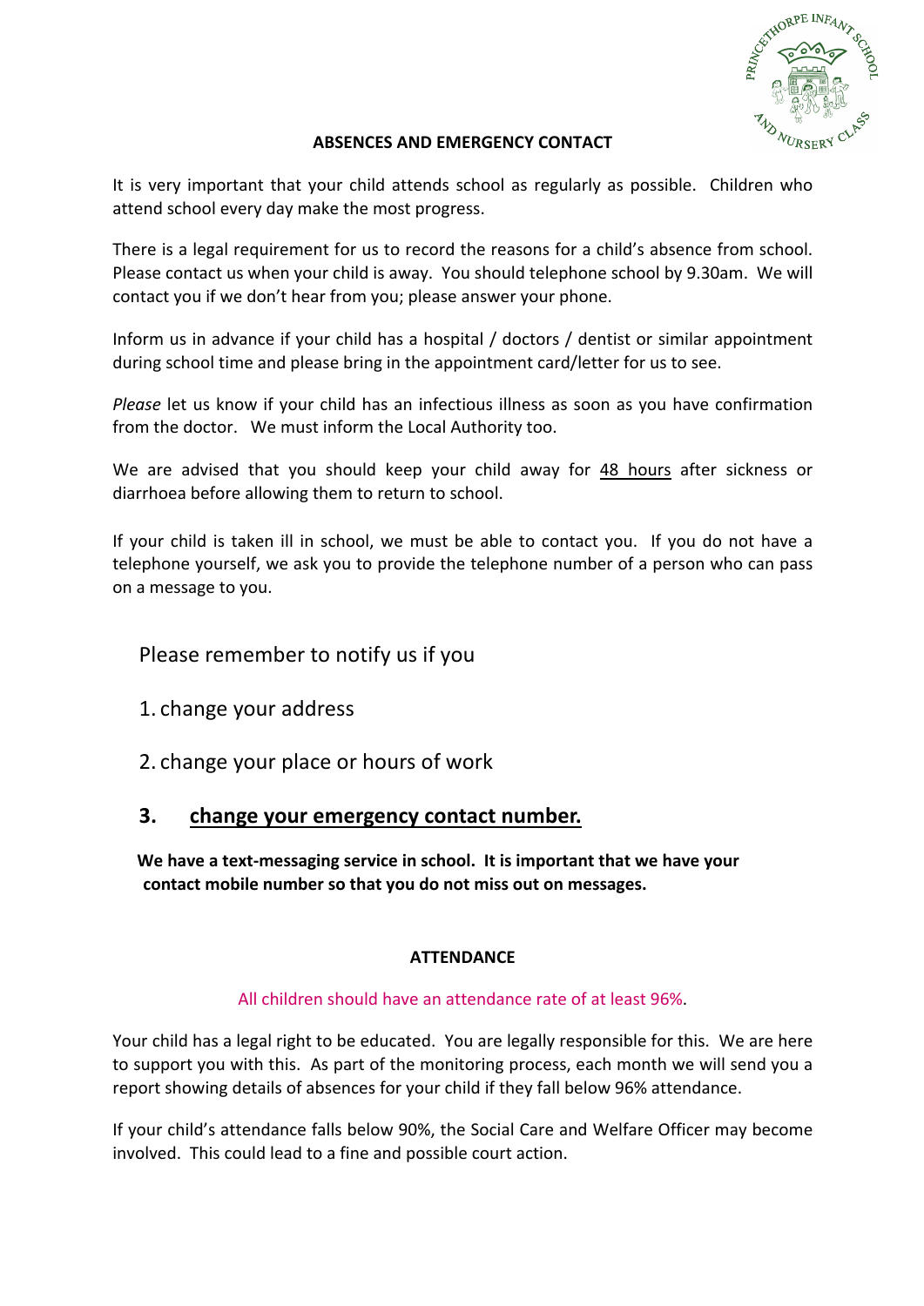## ABSENCES AND EMERGENCY CONTACT

It is very important that your child attends school as regularly as possible. Children who attend school every day make the most progress.

There is a legal requirement for us to record the reasons for a child's absence from school. Please contact us when your child is away. You should telephone school by 9.30am. We will contact you if we don't hear from you; please answer your phone.

Inform us in advance if your child has a hospital / doctors / dentist or similar appointment during school time and please bring in the appointment card/letter for us to see.

*Please* let us know if your child has an infectious illness as soon as you have confirmation from the doctor. We must inform the Local Authority too.

We are advised that you should keep your child away for <u>48 hours</u> after sickness or diarrhoea before allowing them to return to school.

If your child is taken ill in school, we must be able to contact you. If you do not have a telephone yourself, we ask you to provide the telephone number of a person who can pass on a message to you.

Please remember to notify us if you

1. change your address
2. change your place or hours of work
3. **<u>change your emergency contact number.</u>**

**We have a text-messaging service in school. It is important that we have your contact mobile number so that you do not miss out on messages.**

## ATTENDANCE

All children should have an attendance rate of at least 96%.

Your child has a legal right to be educated. You are legally responsible for this. We are here to support you with this. As part of the monitoring process, each month we will send you a report showing details of absences for your child if they fall below 96% attendance.

If your child's attendance falls below 90%, the Social Care and Welfare Officer may become involved. This could lead to a fine and possible court action.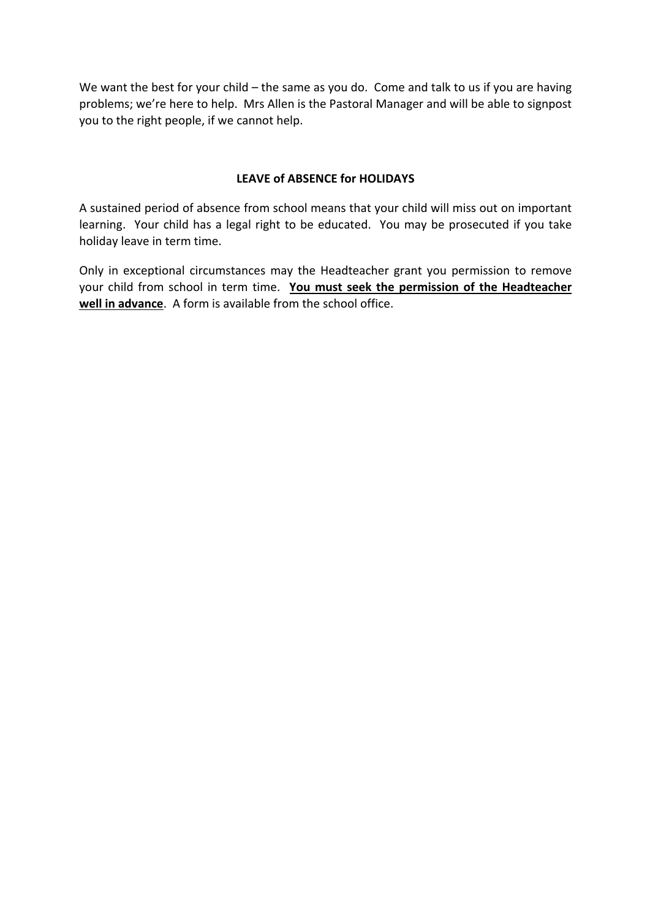We want the best for your child – the same as you do. Come and talk to us if you are having problems; we're here to help. Mrs Allen is the Pastoral Manager and will be able to signpost you to the right people, if we cannot help.

## LEAVE of ABSENCE for HOLIDAYS

A sustained period of absence from school means that your child will miss out on important learning. Your child has a legal right to be educated. You may be prosecuted if you take holiday leave in term time.

Only in exceptional circumstances may the Headteacher grant you permission to remove your child from school in term time. <u>**You must seek the permission of the Headteacher well in advance**</u>. A form is available from the school office.